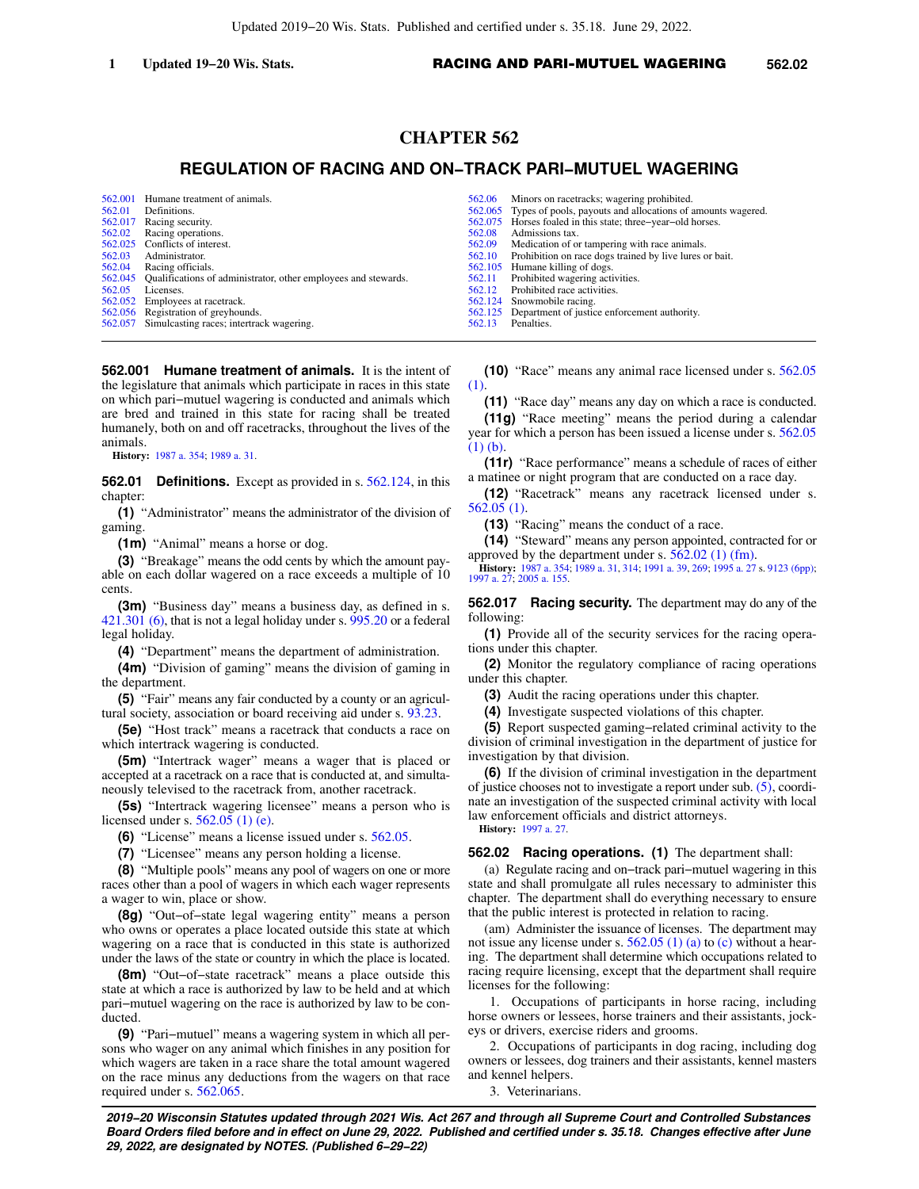# CHAPTER 562

## REGULATION OF RACING AND ON−TRACK PARI−MUTUEL WAGERING

| | | | |
|---|---|---|---|
| 562.001 | Humane treatment of animals. | 562.06 | Minors on racetracks; wagering prohibited. |
| 562.01 | Definitions. | 562.065 | Types of pools, payouts and allocations of amounts wagered. |
| 562.017 | Racing security. | 562.075 | Horses foaled in this state; three−year−old horses. |
| 562.02 | Racing operations. | 562.08 | Admissions tax. |
| 562.025 | Conflicts of interest. | 562.09 | Medication of or tampering with race animals. |
| 562.03 | Administrator. | 562.10 | Prohibition on race dogs trained by live lures or bait. |
| 562.04 | Racing officials. | 562.105 | Humane killing of dogs. |
| 562.045 | Qualifications of administrator, other employees and stewards. | 562.11 | Prohibited wagering activities. |
| 562.05 | Licenses. | 562.12 | Prohibited race activities. |
| 562.052 | Employees at racetrack. | 562.124 | Snowmobile racing. |
| 562.056 | Registration of greyhounds. | 562.125 | Department of justice enforcement authority. |
| 562.057 | Simulcasting races; intertrack wagering. | 562.13 | Penalties. |

**562.001 Humane treatment of animals.** It is the intent of the legislature that animals which participate in races in this state on which pari−mutuel wagering is conducted and animals which are bred and trained in this state for racing shall be treated humanely, both on and off racetracks, throughout the lives of the animals.

**History:** 1987 a. 354; 1989 a. 31.

**562.01 Definitions.** Except as provided in s. 562.124, in this chapter:

**(1)** "Administrator" means the administrator of the division of gaming.

**(1m)** "Animal" means a horse or dog.

**(3)** "Breakage" means the odd cents by which the amount payable on each dollar wagered on a race exceeds a multiple of 10 cents.

**(3m)** "Business day" means a business day, as defined in s. 421.301 (6), that is not a legal holiday under s. 995.20 or a federal legal holiday.

**(4)** "Department" means the department of administration.

**(4m)** "Division of gaming" means the division of gaming in the department.

**(5)** "Fair" means any fair conducted by a county or an agricultural society, association or board receiving aid under s. 93.23.

**(5e)** "Host track" means a racetrack that conducts a race on which intertrack wagering is conducted.

**(5m)** "Intertrack wager" means a wager that is placed or accepted at a racetrack on a race that is conducted at, and simultaneously televised to the racetrack from, another racetrack.

**(5s)** "Intertrack wagering licensee" means a person who is licensed under s. 562.05 (1) (e).

**(6)** "License" means a license issued under s. 562.05.

**(7)** "Licensee" means any person holding a license.

**(8)** "Multiple pools" means any pool of wagers on one or more races other than a pool of wagers in which each wager represents a wager to win, place or show.

**(8g)** "Out−of−state legal wagering entity" means a person who owns or operates a place located outside this state at which wagering on a race that is conducted in this state is authorized under the laws of the state or country in which the place is located.

**(8m)** "Out−of−state racetrack" means a place outside this state at which a race is authorized by law to be held and at which pari−mutuel wagering on the race is authorized by law to be conducted.

**(9)** "Pari−mutuel" means a wagering system in which all persons who wager on any animal which finishes in any position for which wagers are taken in a race share the total amount wagered on the race minus any deductions from the wagers on that race required under s. 562.065.

**(10)** "Race" means any animal race licensed under s. 562.05 (1).

**(11)** "Race day" means any day on which a race is conducted.

**(11g)** "Race meeting" means the period during a calendar year for which a person has been issued a license under s. 562.05 (1) (b).

**(11r)** "Race performance" means a schedule of races of either a matinee or night program that are conducted on a race day.

**(12)** "Racetrack" means any racetrack licensed under s. 562.05 (1).

**(13)** "Racing" means the conduct of a race.

**(14)** "Steward" means any person appointed, contracted for or approved by the department under s. 562.02 (1) (fm).

**History:** 1987 a. 354; 1989 a. 31, 314; 1991 a. 39, 269; 1995 a. 27 s. 9123 (6pp); 1997 a. 27; 2005 a. 155.

**562.017 Racing security.** The department may do any of the following:

**(1)** Provide all of the security services for the racing operations under this chapter.

**(2)** Monitor the regulatory compliance of racing operations under this chapter.

**(3)** Audit the racing operations under this chapter.

**(4)** Investigate suspected violations of this chapter.

**(5)** Report suspected gaming−related criminal activity to the division of criminal investigation in the department of justice for investigation by that division.

**(6)** If the division of criminal investigation in the department of justice chooses not to investigate a report under sub. (5), coordinate an investigation of the suspected criminal activity with local law enforcement officials and district attorneys.

**History:** 1997 a. 27.

**562.02 Racing operations. (1)** The department shall:

(a) Regulate racing and on−track pari−mutuel wagering in this state and shall promulgate all rules necessary to administer this chapter. The department shall do everything necessary to ensure that the public interest is protected in relation to racing.

(am) Administer the issuance of licenses. The department may not issue any license under s. 562.05 (1) (a) to (c) without a hearing. The department shall determine which occupations related to racing require licensing, except that the department shall require licenses for the following:

1. Occupations of participants in horse racing, including horse owners or lessees, horse trainers and their assistants, jockeys or drivers, exercise riders and grooms.

2. Occupations of participants in dog racing, including dog owners or lessees, dog trainers and their assistants, kennel masters and kennel helpers.

3. Veterinarians.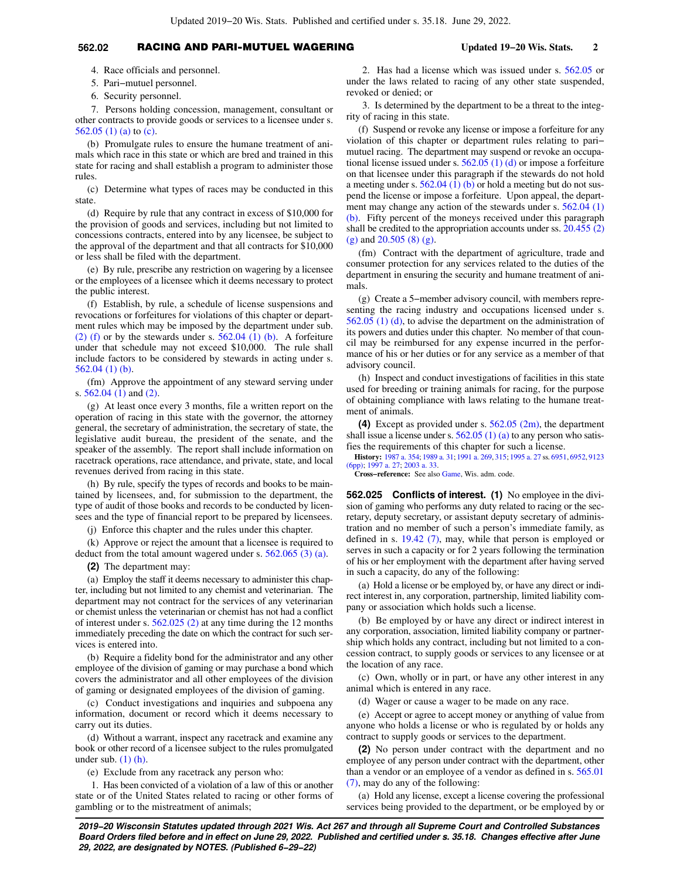4. Race officials and personnel.

5. Pari−mutuel personnel.

6. Security personnel.

7. Persons holding concession, management, consultant or other contracts to provide goods or services to a licensee under s. 562.05 (1) (a) to (c).

(b) Promulgate rules to ensure the humane treatment of animals which race in this state or which are bred and trained in this state for racing and shall establish a program to administer those rules.

(c) Determine what types of races may be conducted in this state.

(d) Require by rule that any contract in excess of $10,000 for the provision of goods and services, including but not limited to concessions contracts, entered into by any licensee, be subject to the approval of the department and that all contracts for $10,000 or less shall be filed with the department.

(e) By rule, prescribe any restriction on wagering by a licensee or the employees of a licensee which it deems necessary to protect the public interest.

(f) Establish, by rule, a schedule of license suspensions and revocations or forfeitures for violations of this chapter or department rules which may be imposed by the department under sub. (2) (f) or by the stewards under s. 562.04 (1) (b). A forfeiture under that schedule may not exceed $10,000. The rule shall include factors to be considered by stewards in acting under s. 562.04 (1) (b).

(fm) Approve the appointment of any steward serving under s. 562.04 (1) and (2).

(g) At least once every 3 months, file a written report on the operation of racing in this state with the governor, the attorney general, the secretary of administration, the secretary of state, the legislative audit bureau, the president of the senate, and the speaker of the assembly. The report shall include information on racetrack operations, race attendance, and private, state, and local revenues derived from racing in this state.

(h) By rule, specify the types of records and books to be maintained by licensees, and, for submission to the department, the type of audit of those books and records to be conducted by licensees and the type of financial report to be prepared by licensees.

(j) Enforce this chapter and the rules under this chapter.

(k) Approve or reject the amount that a licensee is required to deduct from the total amount wagered under s. 562.065 (3) (a).

**(2)** The department may:

(a) Employ the staff it deems necessary to administer this chapter, including but not limited to any chemist and veterinarian. The department may not contract for the services of any veterinarian or chemist unless the veterinarian or chemist has not had a conflict of interest under s. 562.025 (2) at any time during the 12 months immediately preceding the date on which the contract for such services is entered into.

(b) Require a fidelity bond for the administrator and any other employee of the division of gaming or may purchase a bond which covers the administrator and all other employees of the division of gaming or designated employees of the division of gaming.

(c) Conduct investigations and inquiries and subpoena any information, document or record which it deems necessary to carry out its duties.

(d) Without a warrant, inspect any racetrack and examine any book or other record of a licensee subject to the rules promulgated under sub. (1) (h).

(e) Exclude from any racetrack any person who:

1. Has been convicted of a violation of a law of this or another state or of the United States related to racing or other forms of gambling or to the mistreatment of animals;

2. Has had a license which was issued under s. 562.05 or under the laws related to racing of any other state suspended, revoked or denied; or

3. Is determined by the department to be a threat to the integrity of racing in this state.

(f) Suspend or revoke any license or impose a forfeiture for any violation of this chapter or department rules relating to pari−mutuel racing. The department may suspend or revoke an occupational license issued under s. 562.05 (1) (d) or impose a forfeiture on that licensee under this paragraph if the stewards do not hold a meeting under s. 562.04 (1) (b) or hold a meeting but do not suspend the license or impose a forfeiture. Upon appeal, the department may change any action of the stewards under s. 562.04 (1) (b). Fifty percent of the moneys received under this paragraph shall be credited to the appropriation accounts under ss. 20.455 (2) (g) and 20.505 (8) (g).

(fm) Contract with the department of agriculture, trade and consumer protection for any services related to the duties of the department in ensuring the security and humane treatment of animals.

(g) Create a 5−member advisory council, with members representing the racing industry and occupations licensed under s. 562.05 (1) (d), to advise the department on the administration of its powers and duties under this chapter. No member of that council may be reimbursed for any expense incurred in the performance of his or her duties or for any service as a member of that advisory council.

(h) Inspect and conduct investigations of facilities in this state used for breeding or training animals for racing, for the purpose of obtaining compliance with laws relating to the humane treatment of animals.

**(4)** Except as provided under s. 562.05 (2m), the department shall issue a license under s. 562.05 (1) (a) to any person who satisfies the requirements of this chapter for such a license.

**History:** 1987 a. 354; 1989 a. 31; 1991 a. 269, 315; 1995 a. 27 ss. 6951, 6952, 9123 (6pp); 1997 a. 27; 2003 a. 33.

**Cross−reference:** See also Game, Wis. adm. code.

**562.025 Conflicts of interest. (1)** No employee in the division of gaming who performs any duty related to racing or the secretary, deputy secretary, or assistant deputy secretary of administration and no member of such a person's immediate family, as defined in s. 19.42 (7), may, while that person is employed or serves in such a capacity or for 2 years following the termination of his or her employment with the department after having served in such a capacity, do any of the following:

(a) Hold a license or be employed by, or have any direct or indirect interest in, any corporation, partnership, limited liability company or association which holds such a license.

(b) Be employed by or have any direct or indirect interest in any corporation, association, limited liability company or partnership which holds any contract, including but not limited to a concession contract, to supply goods or services to any licensee or at the location of any race.

(c) Own, wholly or in part, or have any other interest in any animal which is entered in any race.

(d) Wager or cause a wager to be made on any race.

(e) Accept or agree to accept money or anything of value from anyone who holds a license or who is regulated by or holds any contract to supply goods or services to the department.

**(2)** No person under contract with the department and no employee of any person under contract with the department, other than a vendor or an employee of a vendor as defined in s. 565.01 (7), may do any of the following:

(a) Hold any license, except a license covering the professional services being provided to the department, or be employed by or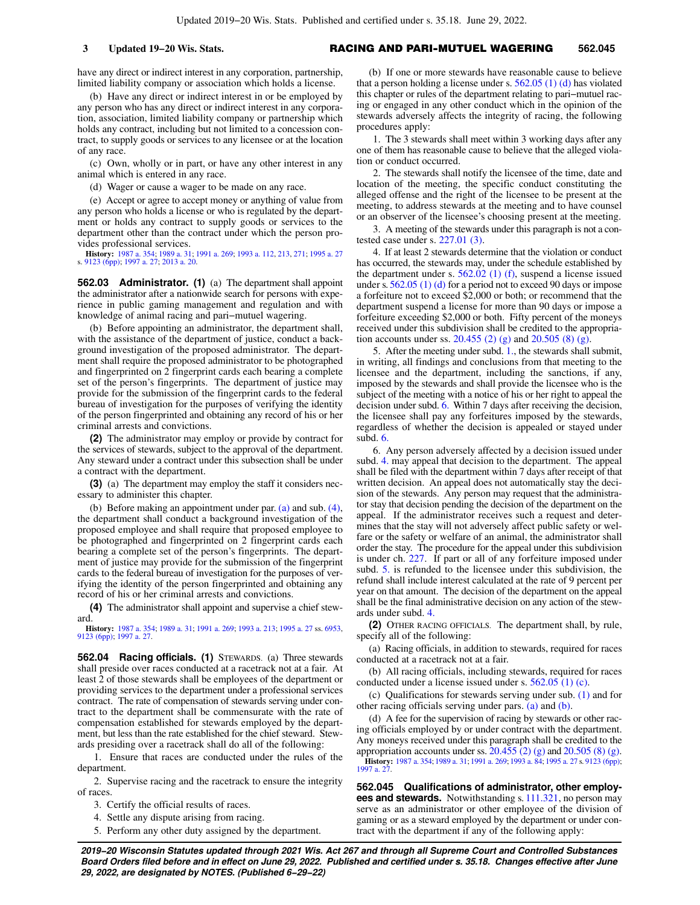have any direct or indirect interest in any corporation, partnership, limited liability company or association which holds a license.

(b) Have any direct or indirect interest in or be employed by any person who has any direct or indirect interest in any corporation, association, limited liability company or partnership which holds any contract, including but not limited to a concession contract, to supply goods or services to any licensee or at the location of any race.

(c) Own, wholly or in part, or have any other interest in any animal which is entered in any race.

(d) Wager or cause a wager to be made on any race.

(e) Accept or agree to accept money or anything of value from any person who holds a license or who is regulated by the department or holds any contract to supply goods or services to the department other than the contract under which the person provides professional services.

**History:** 1987 a. 354; 1989 a. 31; 1991 a. 269; 1993 a. 112, 213, 271; 1995 a. 27 s. 9123 (6pp); 1997 a. 27; 2013 a. 20.

**562.03 Administrator. (1)** (a) The department shall appoint the administrator after a nationwide search for persons with experience in public gaming management and regulation and with knowledge of animal racing and pari−mutuel wagering.

(b) Before appointing an administrator, the department shall, with the assistance of the department of justice, conduct a background investigation of the proposed administrator. The department shall require the proposed administrator to be photographed and fingerprinted on 2 fingerprint cards each bearing a complete set of the person's fingerprints. The department of justice may provide for the submission of the fingerprint cards to the federal bureau of investigation for the purposes of verifying the identity of the person fingerprinted and obtaining any record of his or her criminal arrests and convictions.

**(2)** The administrator may employ or provide by contract for the services of stewards, subject to the approval of the department. Any steward under a contract under this subsection shall be under a contract with the department.

**(3)** (a) The department may employ the staff it considers necessary to administer this chapter.

(b) Before making an appointment under par. (a) and sub. (4), the department shall conduct a background investigation of the proposed employee and shall require that proposed employee to be photographed and fingerprinted on 2 fingerprint cards each bearing a complete set of the person's fingerprints. The department of justice may provide for the submission of the fingerprint cards to the federal bureau of investigation for the purposes of verifying the identity of the person fingerprinted and obtaining any record of his or her criminal arrests and convictions.

**(4)** The administrator shall appoint and supervise a chief steward.

**History:** 1987 a. 354; 1989 a. 31; 1991 a. 269; 1993 a. 213; 1995 a. 27 ss. 6953, 9123 (6pp); 1997 a. 27.

**562.04 Racing officials. (1)** STEWARDS. (a) Three stewards shall preside over races conducted at a racetrack not at a fair. At least 2 of those stewards shall be employees of the department or providing services to the department under a professional services contract. The rate of compensation of stewards serving under contract to the department shall be commensurate with the rate of compensation established for stewards employed by the department, but less than the rate established for the chief steward. Stewards presiding over a racetrack shall do all of the following:

1. Ensure that races are conducted under the rules of the department.

2. Supervise racing and the racetrack to ensure the integrity of races.

3. Certify the official results of races.

4. Settle any dispute arising from racing.

5. Perform any other duty assigned by the department.

(b) If one or more stewards have reasonable cause to believe that a person holding a license under s. 562.05 (1) (d) has violated this chapter or rules of the department relating to pari−mutuel racing or engaged in any other conduct which in the opinion of the stewards adversely affects the integrity of racing, the following procedures apply:

1. The 3 stewards shall meet within 3 working days after any one of them has reasonable cause to believe that the alleged violation or conduct occurred.

2. The stewards shall notify the licensee of the time, date and location of the meeting, the specific conduct constituting the alleged offense and the right of the licensee to be present at the meeting, to address stewards at the meeting and to have counsel or an observer of the licensee's choosing present at the meeting.

3. A meeting of the stewards under this paragraph is not a contested case under s. 227.01 (3).

4. If at least 2 stewards determine that the violation or conduct has occurred, the stewards may, under the schedule established by the department under s. 562.02 (1) (f), suspend a license issued under s. 562.05 (1) (d) for a period not to exceed 90 days or impose a forfeiture not to exceed $2,000 or both; or recommend that the department suspend a license for more than 90 days or impose a forfeiture exceeding $2,000 or both. Fifty percent of the moneys received under this subdivision shall be credited to the appropriation accounts under ss. 20.455 (2) (g) and 20.505 (8) (g).

5. After the meeting under subd. 1., the stewards shall submit, in writing, all findings and conclusions from that meeting to the licensee and the department, including the sanctions, if any, imposed by the stewards and shall provide the licensee who is the subject of the meeting with a notice of his or her right to appeal the decision under subd. 6. Within 7 days after receiving the decision, the licensee shall pay any forfeitures imposed by the stewards, regardless of whether the decision is appealed or stayed under subd. 6.

6. Any person adversely affected by a decision issued under subd. 4. may appeal that decision to the department. The appeal shall be filed with the department within 7 days after receipt of that written decision. An appeal does not automatically stay the decision of the stewards. Any person may request that the administrator stay that decision pending the decision of the department on the appeal. If the administrator receives such a request and determines that the stay will not adversely affect public safety or welfare or the safety or welfare of an animal, the administrator shall order the stay. The procedure for the appeal under this subdivision is under ch. 227. If part or all of any forfeiture imposed under subd. 5. is refunded to the licensee under this subdivision, the refund shall include interest calculated at the rate of 9 percent per year on that amount. The decision of the department on the appeal shall be the final administrative decision on any action of the stewards under subd. 4.

**(2)** OTHER RACING OFFICIALS. The department shall, by rule, specify all of the following:

(a) Racing officials, in addition to stewards, required for races conducted at a racetrack not at a fair.

(b) All racing officials, including stewards, required for races conducted under a license issued under s. 562.05 (1) (c).

(c) Qualifications for stewards serving under sub. (1) and for other racing officials serving under pars. (a) and (b).

(d) A fee for the supervision of racing by stewards or other racing officials employed by or under contract with the department. Any moneys received under this paragraph shall be credited to the appropriation accounts under ss. 20.455 (2) (g) and 20.505 (8) (g).

**History:** 1987 a. 354; 1989 a. 31; 1991 a. 269; 1993 a. 84; 1995 a. 27 s. 9123 (6pp); 1997 a. 27.

**562.045 Qualifications of administrator, other employees and stewards.** Notwithstanding s. 111.321, no person may serve as an administrator or other employee of the division of gaming or as a steward employed by the department or under contract with the department if any of the following apply: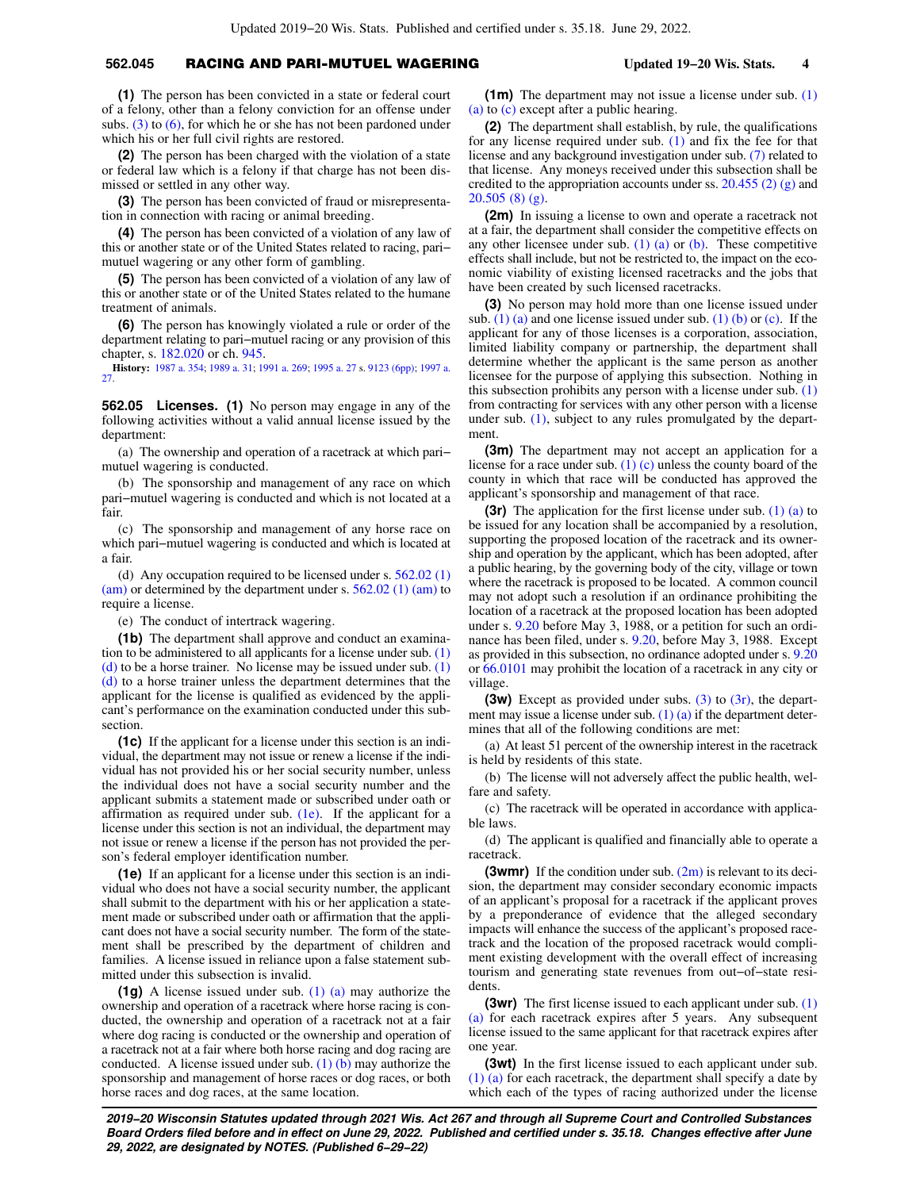**(1)** The person has been convicted in a state or federal court of a felony, other than a felony conviction for an offense under subs. (3) to (6), for which he or she has not been pardoned under which his or her full civil rights are restored.

**(2)** The person has been charged with the violation of a state or federal law which is a felony if that charge has not been dismissed or settled in any other way.

**(3)** The person has been convicted of fraud or misrepresentation in connection with racing or animal breeding.

**(4)** The person has been convicted of a violation of any law of this or another state or of the United States related to racing, pari−mutuel wagering or any other form of gambling.

**(5)** The person has been convicted of a violation of any law of this or another state or of the United States related to the humane treatment of animals.

**(6)** The person has knowingly violated a rule or order of the department relating to pari−mutuel racing or any provision of this chapter, s. 182.020 or ch. 945.

**History:** 1987 a. 354; 1989 a. 31; 1991 a. 269; 1995 a. 27 s. 9123 (6pp); 1997 a. 27.

**562.05 Licenses. (1)** No person may engage in any of the following activities without a valid annual license issued by the department:

(a) The ownership and operation of a racetrack at which pari−mutuel wagering is conducted.

(b) The sponsorship and management of any race on which pari−mutuel wagering is conducted and which is not located at a fair.

(c) The sponsorship and management of any horse race on which pari−mutuel wagering is conducted and which is located at a fair.

(d) Any occupation required to be licensed under s. 562.02 (1) (am) or determined by the department under s. 562.02 (1) (am) to require a license.

(e) The conduct of intertrack wagering.

**(1b)** The department shall approve and conduct an examination to be administered to all applicants for a license under sub. (1) (d) to be a horse trainer. No license may be issued under sub. (1) (d) to a horse trainer unless the department determines that the applicant for the license is qualified as evidenced by the applicant's performance on the examination conducted under this subsection.

**(1c)** If the applicant for a license under this section is an individual, the department may not issue or renew a license if the individual has not provided his or her social security number, unless the individual does not have a social security number and the applicant submits a statement made or subscribed under oath or affirmation as required under sub. (1e). If the applicant for a license under this section is not an individual, the department may not issue or renew a license if the person has not provided the person's federal employer identification number.

**(1e)** If an applicant for a license under this section is an individual who does not have a social security number, the applicant shall submit to the department with his or her application a statement made or subscribed under oath or affirmation that the applicant does not have a social security number. The form of the statement shall be prescribed by the department of children and families. A license issued in reliance upon a false statement submitted under this subsection is invalid.

**(1g)** A license issued under sub. (1) (a) may authorize the ownership and operation of a racetrack where horse racing is conducted, the ownership and operation of a racetrack not at a fair where dog racing is conducted or the ownership and operation of a racetrack not at a fair where both horse racing and dog racing are conducted. A license issued under sub. (1) (b) may authorize the sponsorship and management of horse races or dog races, or both horse races and dog races, at the same location.

**(1m)** The department may not issue a license under sub. (1) (a) to (c) except after a public hearing.

**(2)** The department shall establish, by rule, the qualifications for any license required under sub. (1) and fix the fee for that license and any background investigation under sub. (7) related to that license. Any moneys received under this subsection shall be credited to the appropriation accounts under ss. 20.455 (2) (g) and 20.505 (8) (g).

**(2m)** In issuing a license to own and operate a racetrack not at a fair, the department shall consider the competitive effects on any other licensee under sub. (1) (a) or (b). These competitive effects shall include, but not be restricted to, the impact on the economic viability of existing licensed racetracks and the jobs that have been created by such licensed racetracks.

**(3)** No person may hold more than one license issued under sub. (1) (a) and one license issued under sub. (1) (b) or (c). If the applicant for any of those licenses is a corporation, association, limited liability company or partnership, the department shall determine whether the applicant is the same person as another licensee for the purpose of applying this subsection. Nothing in this subsection prohibits any person with a license under sub. (1) from contracting for services with any other person with a license under sub. (1), subject to any rules promulgated by the department.

**(3m)** The department may not accept an application for a license for a race under sub. (1) (c) unless the county board of the county in which that race will be conducted has approved the applicant's sponsorship and management of that race.

**(3r)** The application for the first license under sub. (1) (a) to be issued for any location shall be accompanied by a resolution, supporting the proposed location of the racetrack and its ownership and operation by the applicant, which has been adopted, after a public hearing, by the governing body of the city, village or town where the racetrack is proposed to be located. A common council may not adopt such a resolution if an ordinance prohibiting the location of a racetrack at the proposed location has been adopted under s. 9.20 before May 3, 1988, or a petition for such an ordinance has been filed, under s. 9.20, before May 3, 1988. Except as provided in this subsection, no ordinance adopted under s. 9.20 or 66.0101 may prohibit the location of a racetrack in any city or village.

**(3w)** Except as provided under subs. (3) to (3r), the department may issue a license under sub. (1) (a) if the department determines that all of the following conditions are met:

(a) At least 51 percent of the ownership interest in the racetrack is held by residents of this state.

(b) The license will not adversely affect the public health, welfare and safety.

(c) The racetrack will be operated in accordance with applicable laws.

(d) The applicant is qualified and financially able to operate a racetrack.

**(3wmr)** If the condition under sub. (2m) is relevant to its decision, the department may consider secondary economic impacts of an applicant's proposal for a racetrack if the applicant proves by a preponderance of evidence that the alleged secondary impacts will enhance the success of the applicant's proposed racetrack and the location of the proposed racetrack would compliment existing development with the overall effect of increasing tourism and generating state revenues from out−of−state residents.

**(3wr)** The first license issued to each applicant under sub. (1) (a) for each racetrack expires after 5 years. Any subsequent license issued to the same applicant for that racetrack expires after one year.

**(3wt)** In the first license issued to each applicant under sub. (1) (a) for each racetrack, the department shall specify a date by which each of the types of racing authorized under the license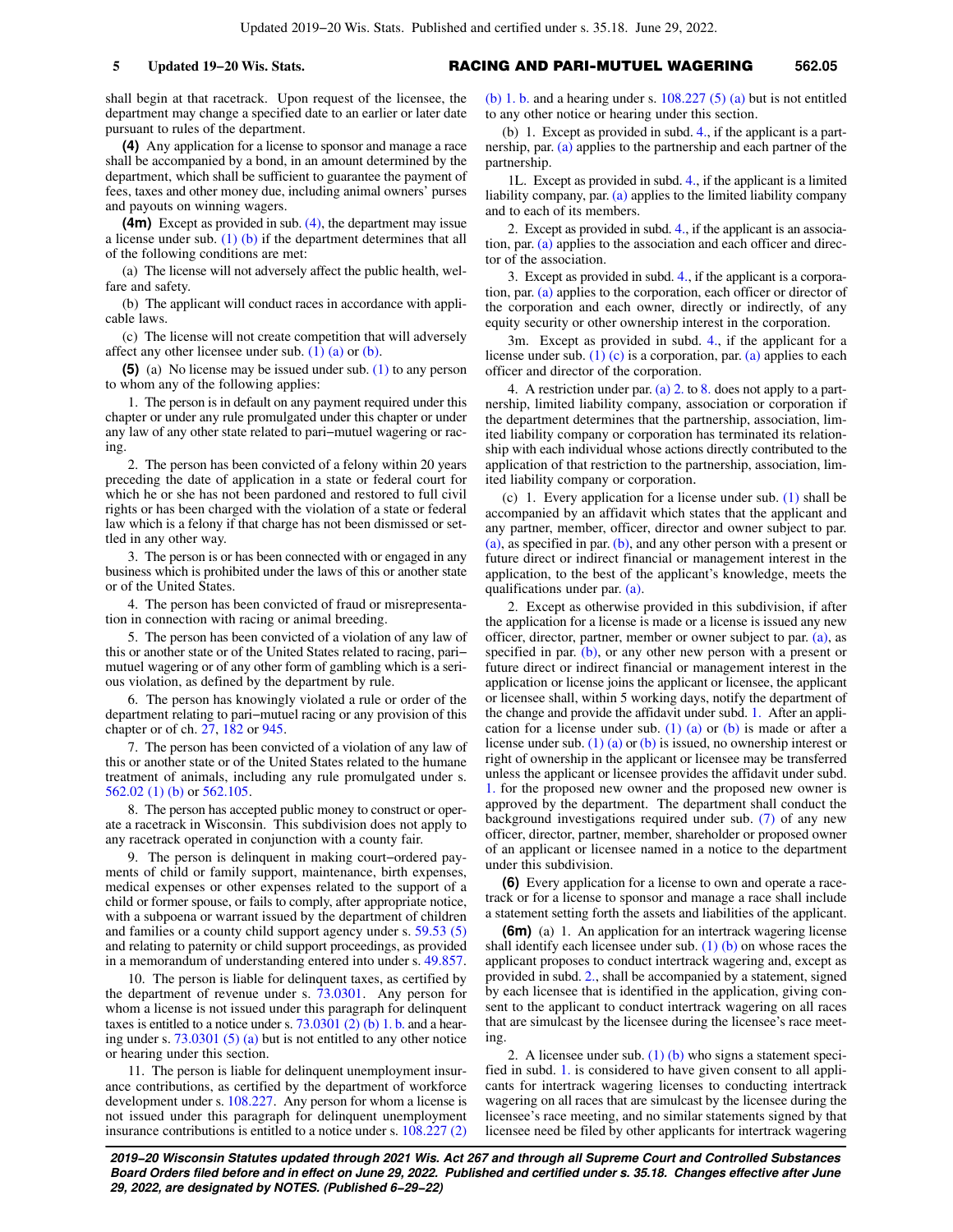shall begin at that racetrack. Upon request of the licensee, the department may change a specified date to an earlier or later date pursuant to rules of the department.

**(4)** Any application for a license to sponsor and manage a race shall be accompanied by a bond, in an amount determined by the department, which shall be sufficient to guarantee the payment of fees, taxes and other money due, including animal owners' purses and payouts on winning wagers.

**(4m)** Except as provided in sub. (4), the department may issue a license under sub. (1) (b) if the department determines that all of the following conditions are met:

(a) The license will not adversely affect the public health, welfare and safety.

(b) The applicant will conduct races in accordance with applicable laws.

(c) The license will not create competition that will adversely affect any other licensee under sub. (1) (a) or (b).

**(5)** (a) No license may be issued under sub. (1) to any person to whom any of the following applies:

1. The person is in default on any payment required under this chapter or under any rule promulgated under this chapter or under any law of any other state related to pari−mutuel wagering or racing.

2. The person has been convicted of a felony within 20 years preceding the date of application in a state or federal court for which he or she has not been pardoned and restored to full civil rights or has been charged with the violation of a state or federal law which is a felony if that charge has not been dismissed or settled in any other way.

3. The person is or has been connected with or engaged in any business which is prohibited under the laws of this or another state or of the United States.

4. The person has been convicted of fraud or misrepresentation in connection with racing or animal breeding.

5. The person has been convicted of a violation of any law of this or another state or of the United States related to racing, pari−mutuel wagering or of any other form of gambling which is a serious violation, as defined by the department by rule.

6. The person has knowingly violated a rule or order of the department relating to pari−mutuel racing or any provision of this chapter or of ch. 27, 182 or 945.

7. The person has been convicted of a violation of any law of this or another state or of the United States related to the humane treatment of animals, including any rule promulgated under s. 562.02 (1) (b) or 562.105.

8. The person has accepted public money to construct or operate a racetrack in Wisconsin. This subdivision does not apply to any racetrack operated in conjunction with a county fair.

9. The person is delinquent in making court−ordered payments of child or family support, maintenance, birth expenses, medical expenses or other expenses related to the support of a child or former spouse, or fails to comply, after appropriate notice, with a subpoena or warrant issued by the department of children and families or a county child support agency under s. 59.53 (5) and relating to paternity or child support proceedings, as provided in a memorandum of understanding entered into under s. 49.857.

10. The person is liable for delinquent taxes, as certified by the department of revenue under s. 73.0301. Any person for whom a license is not issued under this paragraph for delinquent taxes is entitled to a notice under s. 73.0301 (2) (b) 1. b. and a hearing under s. 73.0301 (5) (a) but is not entitled to any other notice or hearing under this section.

11. The person is liable for delinquent unemployment insurance contributions, as certified by the department of workforce development under s. 108.227. Any person for whom a license is not issued under this paragraph for delinquent unemployment insurance contributions is entitled to a notice under s. 108.227 (2) (b) 1. b. and a hearing under s. 108.227 (5) (a) but is not entitled to any other notice or hearing under this section.

(b) 1. Except as provided in subd. 4., if the applicant is a partnership, par. (a) applies to the partnership and each partner of the partnership.

1L. Except as provided in subd. 4., if the applicant is a limited liability company, par. (a) applies to the limited liability company and to each of its members.

2. Except as provided in subd. 4., if the applicant is an association, par. (a) applies to the association and each officer and director of the association.

3. Except as provided in subd. 4., if the applicant is a corporation, par. (a) applies to the corporation, each officer or director of the corporation and each owner, directly or indirectly, of any equity security or other ownership interest in the corporation.

3m. Except as provided in subd. 4., if the applicant for a license under sub. (1) (c) is a corporation, par. (a) applies to each officer and director of the corporation.

4. A restriction under par. (a) 2. to 8. does not apply to a partnership, limited liability company, association or corporation if the department determines that the partnership, association, limited liability company or corporation has terminated its relationship with each individual whose actions directly contributed to the application of that restriction to the partnership, association, limited liability company or corporation.

(c) 1. Every application for a license under sub. (1) shall be accompanied by an affidavit which states that the applicant and any partner, member, officer, director and owner subject to par. (a), as specified in par. (b), and any other person with a present or future direct or indirect financial or management interest in the application, to the best of the applicant's knowledge, meets the qualifications under par. (a).

2. Except as otherwise provided in this subdivision, if after the application for a license is made or a license is issued any new officer, director, partner, member or owner subject to par. (a), as specified in par. (b), or any other new person with a present or future direct or indirect financial or management interest in the application or license joins the applicant or licensee, the applicant or licensee shall, within 5 working days, notify the department of the change and provide the affidavit under subd. 1. After an application for a license under sub. (1) (a) or (b) is made or after a license under sub. (1) (a) or (b) is issued, no ownership interest or right of ownership in the applicant or licensee may be transferred unless the applicant or licensee provides the affidavit under subd. 1. for the proposed new owner and the proposed new owner is approved by the department. The department shall conduct the background investigations required under sub. (7) of any new officer, director, partner, member, shareholder or proposed owner of an applicant or licensee named in a notice to the department under this subdivision.

**(6)** Every application for a license to own and operate a racetrack or for a license to sponsor and manage a race shall include a statement setting forth the assets and liabilities of the applicant.

**(6m)** (a) 1. An application for an intertrack wagering license shall identify each licensee under sub. (1) (b) on whose races the applicant proposes to conduct intertrack wagering and, except as provided in subd. 2., shall be accompanied by a statement, signed by each licensee that is identified in the application, giving consent to the applicant to conduct intertrack wagering on all races that are simulcast by the licensee during the licensee's race meeting.

2. A licensee under sub. (1) (b) who signs a statement specified in subd. 1. is considered to have given consent to all applicants for intertrack wagering licenses to conducting intertrack wagering on all races that are simulcast by the licensee during the licensee's race meeting, and no similar statements signed by that licensee need be filed by other applicants for intertrack wagering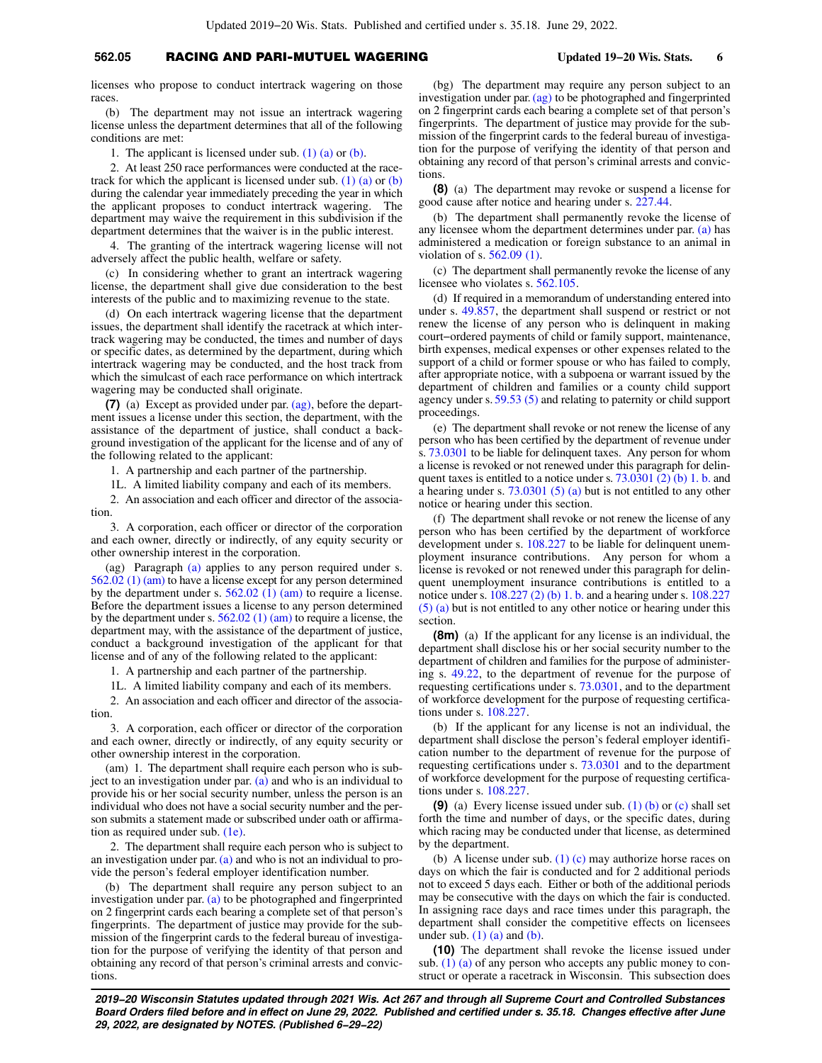licenses who propose to conduct intertrack wagering on those races.

(b) The department may not issue an intertrack wagering license unless the department determines that all of the following conditions are met:

1. The applicant is licensed under sub. (1) (a) or (b).

2. At least 250 race performances were conducted at the racetrack for which the applicant is licensed under sub. (1) (a) or (b) during the calendar year immediately preceding the year in which the applicant proposes to conduct intertrack wagering. The department may waive the requirement in this subdivision if the department determines that the waiver is in the public interest.

4. The granting of the intertrack wagering license will not adversely affect the public health, welfare or safety.

(c) In considering whether to grant an intertrack wagering license, the department shall give due consideration to the best interests of the public and to maximizing revenue to the state.

(d) On each intertrack wagering license that the department issues, the department shall identify the racetrack at which intertrack wagering may be conducted, the times and number of days or specific dates, as determined by the department, during which intertrack wagering may be conducted, and the host track from which the simulcast of each race performance on which intertrack wagering may be conducted shall originate.

**(7)** (a) Except as provided under par. (ag), before the department issues a license under this section, the department, with the assistance of the department of justice, shall conduct a background investigation of the applicant for the license and of any of the following related to the applicant:

1. A partnership and each partner of the partnership.

1L. A limited liability company and each of its members.

2. An association and each officer and director of the association.

3. A corporation, each officer or director of the corporation and each owner, directly or indirectly, of any equity security or other ownership interest in the corporation.

(ag) Paragraph (a) applies to any person required under s. 562.02 (1) (am) to have a license except for any person determined by the department under s. 562.02 (1) (am) to require a license. Before the department issues a license to any person determined by the department under s. 562.02 (1) (am) to require a license, the department may, with the assistance of the department of justice, conduct a background investigation of the applicant for that license and of any of the following related to the applicant:

1. A partnership and each partner of the partnership.

1L. A limited liability company and each of its members.

2. An association and each officer and director of the association.

3. A corporation, each officer or director of the corporation and each owner, directly or indirectly, of any equity security or other ownership interest in the corporation.

(am) 1. The department shall require each person who is subject to an investigation under par. (a) and who is an individual to provide his or her social security number, unless the person is an individual who does not have a social security number and the person submits a statement made or subscribed under oath or affirmation as required under sub. (1e).

2. The department shall require each person who is subject to an investigation under par. (a) and who is not an individual to provide the person's federal employer identification number.

(b) The department shall require any person subject to an investigation under par. (a) to be photographed and fingerprinted on 2 fingerprint cards each bearing a complete set of that person's fingerprints. The department of justice may provide for the submission of the fingerprint cards to the federal bureau of investigation for the purpose of verifying the identity of that person and obtaining any record of that person's criminal arrests and convictions.

(bg) The department may require any person subject to an investigation under par. (ag) to be photographed and fingerprinted on 2 fingerprint cards each bearing a complete set of that person's fingerprints. The department of justice may provide for the submission of the fingerprint cards to the federal bureau of investigation for the purpose of verifying the identity of that person and obtaining any record of that person's criminal arrests and convictions.

**(8)** (a) The department may revoke or suspend a license for good cause after notice and hearing under s. 227.44.

(b) The department shall permanently revoke the license of any licensee whom the department determines under par. (a) has administered a medication or foreign substance to an animal in violation of s. 562.09 (1).

(c) The department shall permanently revoke the license of any licensee who violates s. 562.105.

(d) If required in a memorandum of understanding entered into under s. 49.857, the department shall suspend or restrict or not renew the license of any person who is delinquent in making court-ordered payments of child or family support, maintenance, birth expenses, medical expenses or other expenses related to the support of a child or former spouse or who has failed to comply, after appropriate notice, with a subpoena or warrant issued by the department of children and families or a county child support agency under s. 59.53 (5) and relating to paternity or child support proceedings.

(e) The department shall revoke or not renew the license of any person who has been certified by the department of revenue under s. 73.0301 to be liable for delinquent taxes. Any person for whom a license is revoked or not renewed under this paragraph for delinquent taxes is entitled to a notice under s. 73.0301 (2) (b) 1. b. and a hearing under s. 73.0301 (5) (a) but is not entitled to any other notice or hearing under this section.

(f) The department shall revoke or not renew the license of any person who has been certified by the department of workforce development under s. 108.227 to be liable for delinquent unemployment insurance contributions. Any person for whom a license is revoked or not renewed under this paragraph for delinquent unemployment insurance contributions is entitled to a notice under s. 108.227 (2) (b) 1. b. and a hearing under s. 108.227 (5) (a) but is not entitled to any other notice or hearing under this section.

**(8m)** (a) If the applicant for any license is an individual, the department shall disclose his or her social security number to the department of children and families for the purpose of administering s. 49.22, to the department of revenue for the purpose of requesting certifications under s. 73.0301, and to the department of workforce development for the purpose of requesting certifications under s. 108.227.

(b) If the applicant for any license is not an individual, the department shall disclose the person's federal employer identification number to the department of revenue for the purpose of requesting certifications under s. 73.0301 and to the department of workforce development for the purpose of requesting certifications under s. 108.227.

**(9)** (a) Every license issued under sub. (1) (b) or (c) shall set forth the time and number of days, or the specific dates, during which racing may be conducted under that license, as determined by the department.

(b) A license under sub. (1) (c) may authorize horse races on days on which the fair is conducted and for 2 additional periods not to exceed 5 days each. Either or both of the additional periods may be consecutive with the days on which the fair is conducted. In assigning race days and race times under this paragraph, the department shall consider the competitive effects on licensees under sub. (1) (a) and (b).

**(10)** The department shall revoke the license issued under sub. (1) (a) of any person who accepts any public money to construct or operate a racetrack in Wisconsin. This subsection does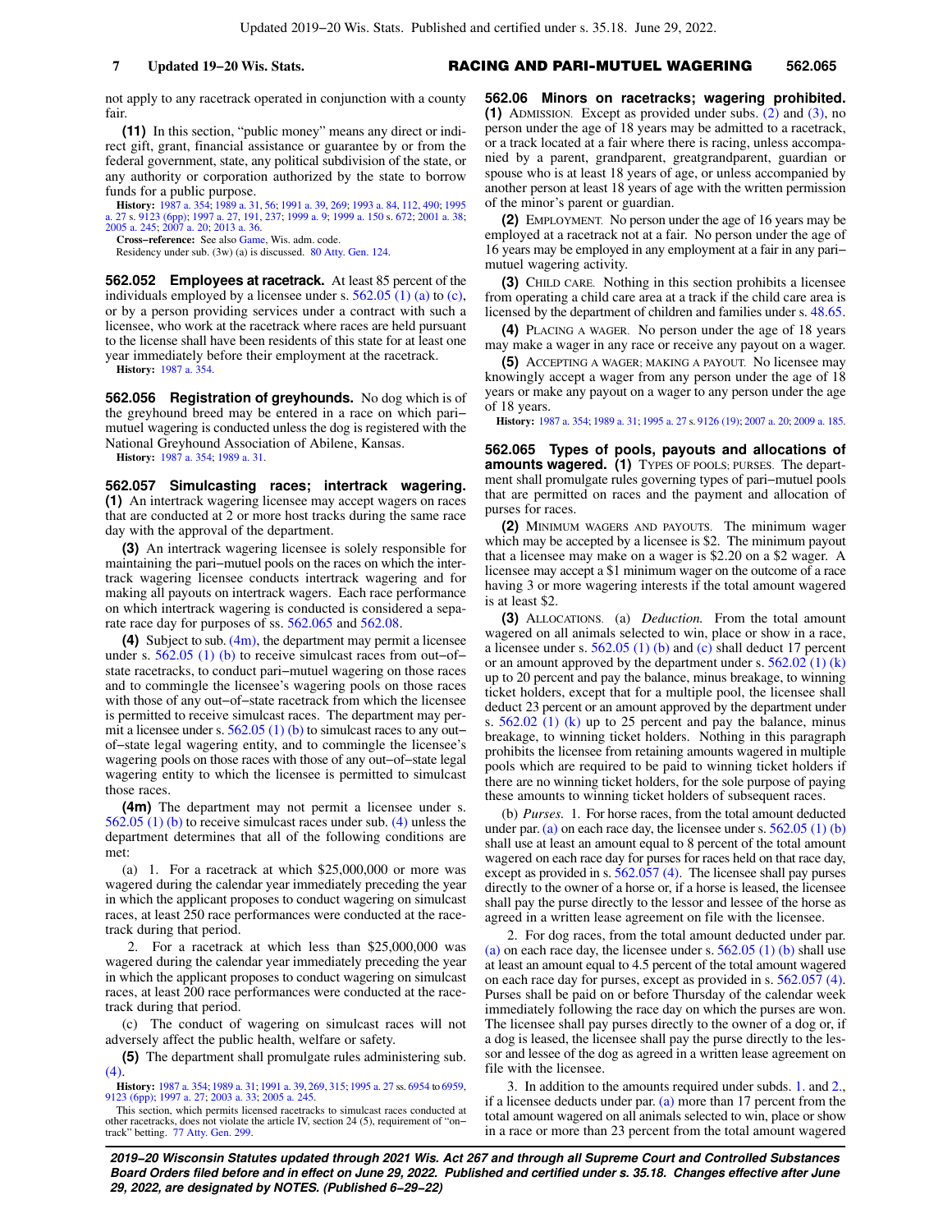not apply to any racetrack operated in conjunction with a county fair.

**(11)** In this section, "public money" means any direct or indirect gift, grant, financial assistance or guarantee by or from the federal government, state, any political subdivision of the state, or any authority or corporation authorized by the state to borrow funds for a public purpose.

**History:** 1987 a. 354; 1989 a. 31, 56; 1991 a. 39, 269; 1993 a. 84, 112, 490; 1995 a. 27 s. 9123 (6pp); 1997 a. 27, 191, 237; 1999 a. 9; 1999 a. 150 s. 672; 2001 a. 38; 2005 a. 245; 2007 a. 20; 2013 a. 36.

**Cross−reference:** See also Game, Wis. adm. code.

Residency under sub. (3w) (a) is discussed. 80 Atty. Gen. 124.

**562.052 Employees at racetrack.** At least 85 percent of the individuals employed by a licensee under s. 562.05 (1) (a) to (c), or by a person providing services under a contract with such a licensee, who work at the racetrack where races are held pursuant to the license shall have been residents of this state for at least one year immediately before their employment at the racetrack.

**History:** 1987 a. 354.

**562.056 Registration of greyhounds.** No dog which is of the greyhound breed may be entered in a race on which pari−mutuel wagering is conducted unless the dog is registered with the National Greyhound Association of Abilene, Kansas.

**History:** 1987 a. 354; 1989 a. 31.

**562.057 Simulcasting races; intertrack wagering.** **(1)** An intertrack wagering licensee may accept wagers on races that are conducted at 2 or more host tracks during the same race day with the approval of the department.

**(3)** An intertrack wagering licensee is solely responsible for maintaining the pari−mutuel pools on the races on which the intertrack wagering licensee conducts intertrack wagering and for making all payouts on intertrack wagers. Each race performance on which intertrack wagering is conducted is considered a separate race day for purposes of ss. 562.065 and 562.08.

**(4)** Subject to sub. (4m), the department may permit a licensee under s. 562.05 (1) (b) to receive simulcast races from out−of−state racetracks, to conduct pari−mutuel wagering on those races and to commingle the licensee's wagering pools on those races with those of any out−of−state racetrack from which the licensee is permitted to receive simulcast races. The department may permit a licensee under s. 562.05 (1) (b) to simulcast races to any out−of−state legal wagering entity, and to commingle the licensee's wagering pools on those races with those of any out−of−state legal wagering entity to which the licensee is permitted to simulcast those races.

**(4m)** The department may not permit a licensee under s. 562.05 (1) (b) to receive simulcast races under sub. (4) unless the department determines that all of the following conditions are met:

(a) 1. For a racetrack at which $25,000,000 or more was wagered during the calendar year immediately preceding the year in which the applicant proposes to conduct wagering on simulcast races, at least 250 race performances were conducted at the racetrack during that period.

2. For a racetrack at which less than $25,000,000 was wagered during the calendar year immediately preceding the year in which the applicant proposes to conduct wagering on simulcast races, at least 200 race performances were conducted at the racetrack during that period.

(c) The conduct of wagering on simulcast races will not adversely affect the public health, welfare or safety.

**(5)** The department shall promulgate rules administering sub. (4).

**History:** 1987 a. 354; 1989 a. 31; 1991 a. 39, 269, 315; 1995 a. 27 ss. 6954 to 6959, 9123 (6pp); 1997 a. 27; 2003 a. 33; 2005 a. 245.

This section, which permits licensed racetracks to simulcast races conducted at other racetracks, does not violate the article IV, section 24 (5), requirement of "on−track" betting. 77 Atty. Gen. 299.

**562.06 Minors on racetracks; wagering prohibited.** **(1)** ADMISSION. Except as provided under subs. (2) and (3), no person under the age of 18 years may be admitted to a racetrack, or a track located at a fair where there is racing, unless accompanied by a parent, grandparent, greatgrandparent, guardian or spouse who is at least 18 years of age, or unless accompanied by another person at least 18 years of age with the written permission of the minor's parent or guardian.

**(2)** EMPLOYMENT. No person under the age of 16 years may be employed at a racetrack not at a fair. No person under the age of 16 years may be employed in any employment at a fair in any pari−mutuel wagering activity.

**(3)** CHILD CARE. Nothing in this section prohibits a licensee from operating a child care area at a track if the child care area is licensed by the department of children and families under s. 48.65.

**(4)** PLACING A WAGER. No person under the age of 18 years may make a wager in any race or receive any payout on a wager.

**(5)** ACCEPTING A WAGER; MAKING A PAYOUT. No licensee may knowingly accept a wager from any person under the age of 18 years or make any payout on a wager to any person under the age of 18 years.

**History:** 1987 a. 354; 1989 a. 31; 1995 a. 27 s. 9126 (19); 2007 a. 20; 2009 a. 185.

**562.065 Types of pools, payouts and allocations of amounts wagered.** **(1)** TYPES OF POOLS; PURSES. The department shall promulgate rules governing types of pari−mutuel pools that are permitted on races and the payment and allocation of purses for races.

**(2)** MINIMUM WAGERS AND PAYOUTS. The minimum wager which may be accepted by a licensee is $2. The minimum payout that a licensee may make on a wager is $2.20 on a $2 wager. A licensee may accept a $1 minimum wager on the outcome of a race having 3 or more wagering interests if the total amount wagered is at least $2.

**(3)** ALLOCATIONS. (a) *Deduction.* From the total amount wagered on all animals selected to win, place or show in a race, a licensee under s. 562.05 (1) (b) and (c) shall deduct 17 percent or an amount approved by the department under s. 562.02 (1) (k) up to 20 percent and pay the balance, minus breakage, to winning ticket holders, except that for a multiple pool, the licensee shall deduct 23 percent or an amount approved by the department under s. 562.02 (1) (k) up to 25 percent and pay the balance, minus breakage, to winning ticket holders. Nothing in this paragraph prohibits the licensee from retaining amounts wagered in multiple pools which are required to be paid to winning ticket holders if there are no winning ticket holders, for the sole purpose of paying these amounts to winning ticket holders of subsequent races.

(b) *Purses.* 1. For horse races, from the total amount deducted under par. (a) on each race day, the licensee under s. 562.05 (1) (b) shall use at least an amount equal to 8 percent of the total amount wagered on each race day for purses for races held on that race day, except as provided in s. 562.057 (4). The licensee shall pay purses directly to the owner of a horse or, if a horse is leased, the licensee shall pay the purse directly to the lessor and lessee of the horse as agreed in a written lease agreement on file with the licensee.

2. For dog races, from the total amount deducted under par. (a) on each race day, the licensee under s. 562.05 (1) (b) shall use at least an amount equal to 4.5 percent of the total amount wagered on each race day for purses, except as provided in s. 562.057 (4). Purses shall be paid on or before Thursday of the calendar week immediately following the race day on which the purses are won. The licensee shall pay purses directly to the owner of a dog or, if a dog is leased, the licensee shall pay the purse directly to the lessor and lessee of the dog as agreed in a written lease agreement on file with the licensee.

3. In addition to the amounts required under subds. 1. and 2., if a licensee deducts under par. (a) more than 17 percent from the total amount wagered on all animals selected to win, place or show in a race or more than 23 percent from the total amount wagered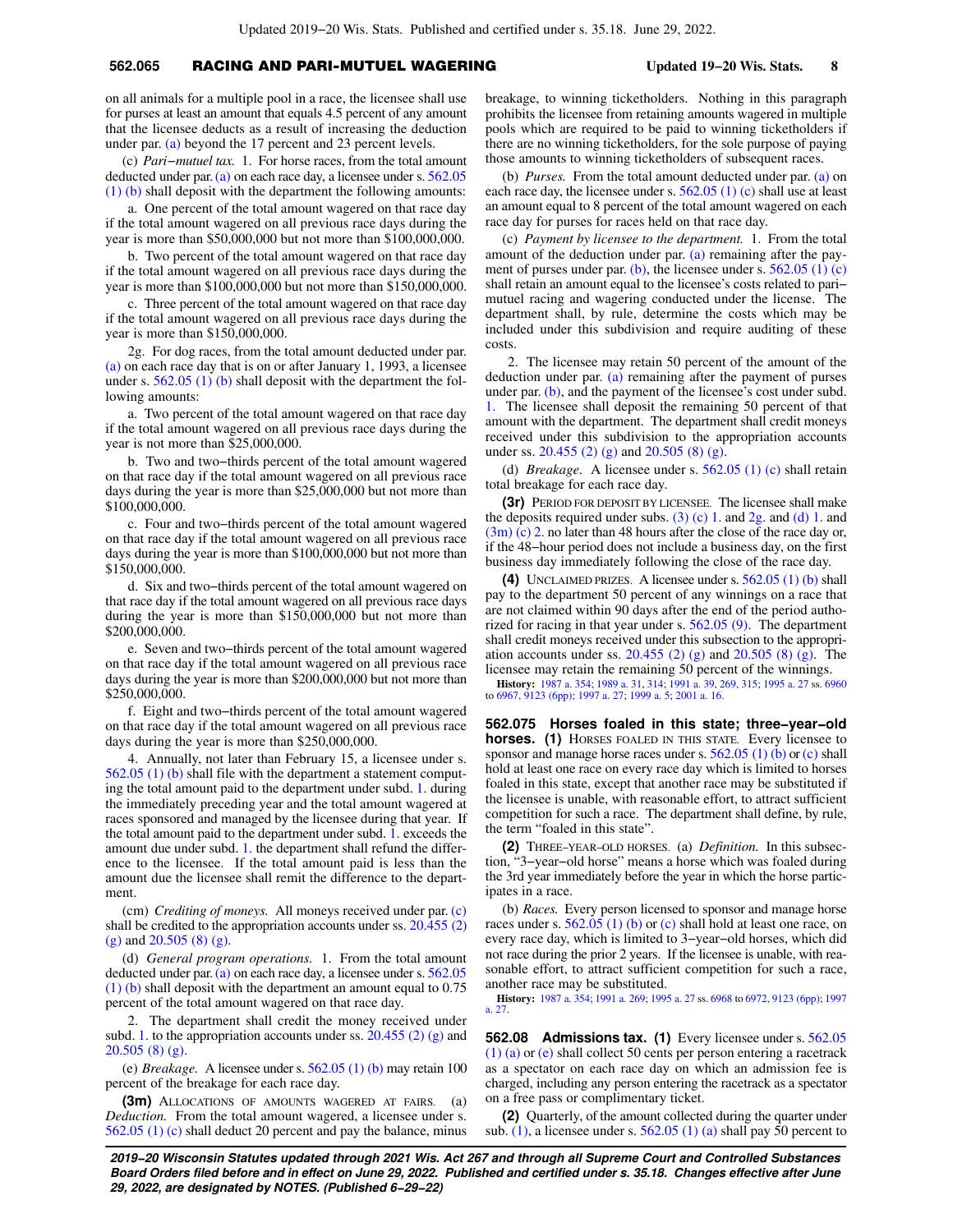on all animals for a multiple pool in a race, the licensee shall use for purses at least an amount that equals 4.5 percent of any amount that the licensee deducts as a result of increasing the deduction under par. (a) beyond the 17 percent and 23 percent levels.

(c) *Pari−mutuel tax.* 1. For horse races, from the total amount deducted under par. (a) on each race day, a licensee under s. 562.05 (1) (b) shall deposit with the department the following amounts:

a. One percent of the total amount wagered on that race day if the total amount wagered on all previous race days during the year is more than $50,000,000 but not more than $100,000,000.

b. Two percent of the total amount wagered on that race day if the total amount wagered on all previous race days during the year is more than $100,000,000 but not more than $150,000,000.

c. Three percent of the total amount wagered on that race day if the total amount wagered on all previous race days during the year is more than $150,000,000.

2g. For dog races, from the total amount deducted under par. (a) on each race day that is on or after January 1, 1993, a licensee under s. 562.05 (1) (b) shall deposit with the department the following amounts:

a. Two percent of the total amount wagered on that race day if the total amount wagered on all previous race days during the year is not more than $25,000,000.

b. Two and two−thirds percent of the total amount wagered on that race day if the total amount wagered on all previous race days during the year is more than $25,000,000 but not more than $100,000,000.

c. Four and two−thirds percent of the total amount wagered on that race day if the total amount wagered on all previous race days during the year is more than $100,000,000 but not more than $150,000,000.

d. Six and two−thirds percent of the total amount wagered on that race day if the total amount wagered on all previous race days during the year is more than $150,000,000 but not more than $200,000,000.

e. Seven and two−thirds percent of the total amount wagered on that race day if the total amount wagered on all previous race days during the year is more than $200,000,000 but not more than $250,000,000.

f. Eight and two−thirds percent of the total amount wagered on that race day if the total amount wagered on all previous race days during the year is more than $250,000,000.

4. Annually, not later than February 15, a licensee under s. 562.05 (1) (b) shall file with the department a statement computing the total amount paid to the department under subd. 1. during the immediately preceding year and the total amount wagered at races sponsored and managed by the licensee during that year. If the total amount paid to the department under subd. 1. exceeds the amount due under subd. 1. the department shall refund the difference to the licensee. If the total amount paid is less than the amount due the licensee shall remit the difference to the department.

(cm) *Crediting of moneys.* All moneys received under par. (c) shall be credited to the appropriation accounts under ss. 20.455 (2) (g) and 20.505 (8) (g).

(d) *General program operations.* 1. From the total amount deducted under par. (a) on each race day, a licensee under s. 562.05 (1) (b) shall deposit with the department an amount equal to 0.75 percent of the total amount wagered on that race day.

2. The department shall credit the money received under subd. 1. to the appropriation accounts under ss. 20.455 (2) (g) and 20.505 (8) (g).

(e) *Breakage.* A licensee under s. 562.05 (1) (b) may retain 100 percent of the breakage for each race day.

**(3m)** ALLOCATIONS OF AMOUNTS WAGERED AT FAIRS. (a) *Deduction.* From the total amount wagered, a licensee under s. 562.05 (1) (c) shall deduct 20 percent and pay the balance, minus breakage, to winning ticketholders. Nothing in this paragraph prohibits the licensee from retaining amounts wagered in multiple pools which are required to be paid to winning ticketholders if there are no winning ticketholders, for the sole purpose of paying those amounts to winning ticketholders of subsequent races.

(b) *Purses.* From the total amount deducted under par. (a) on each race day, the licensee under s. 562.05 (1) (c) shall use at least an amount equal to 8 percent of the total amount wagered on each race day for purses for races held on that race day.

(c) *Payment by licensee to the department.* 1. From the total amount of the deduction under par. (a) remaining after the payment of purses under par. (b), the licensee under s. 562.05 (1) (c) shall retain an amount equal to the licensee's costs related to pari−mutuel racing and wagering conducted under the license. The department shall, by rule, determine the costs which may be included under this subdivision and require auditing of these costs.

2. The licensee may retain 50 percent of the amount of the deduction under par. (a) remaining after the payment of purses under par. (b), and the payment of the licensee's cost under subd. 1. The licensee shall deposit the remaining 50 percent of that amount with the department. The department shall credit moneys received under this subdivision to the appropriation accounts under ss. 20.455 (2) (g) and 20.505 (8) (g).

(d) *Breakage.* A licensee under s. 562.05 (1) (c) shall retain total breakage for each race day.

**(3r)** PERIOD FOR DEPOSIT BY LICENSEE. The licensee shall make the deposits required under subs. (3) (c) 1. and 2g. and (d) 1. and (3m) (c) 2. no later than 48 hours after the close of the race day or, if the 48−hour period does not include a business day, on the first business day immediately following the close of the race day.

**(4)** UNCLAIMED PRIZES. A licensee under s. 562.05 (1) (b) shall pay to the department 50 percent of any winnings on a race that are not claimed within 90 days after the end of the period authorized for racing in that year under s. 562.05 (9). The department shall credit moneys received under this subsection to the appropriation accounts under ss. 20.455 (2) (g) and 20.505 (8) (g). The licensee may retain the remaining 50 percent of the winnings.

**History:** 1987 a. 354; 1989 a. 31, 314; 1991 a. 39, 269, 315; 1995 a. 27 ss. 6960 to 6967, 9123 (6pp); 1997 a. 27; 1999 a. 5; 2001 a. 16.

## 562.075 Horses foaled in this state; three−year−old horses.

**(1)** HORSES FOALED IN THIS STATE. Every licensee to sponsor and manage horse races under s. 562.05 (1) (b) or (c) shall hold at least one race on every race day which is limited to horses foaled in this state, except that another race may be substituted if the licensee is unable, with reasonable effort, to attract sufficient competition for such a race. The department shall define, by rule, the term "foaled in this state".

**(2)** THREE−YEAR−OLD HORSES. (a) *Definition.* In this subsection, "3−year−old horse" means a horse which was foaled during the 3rd year immediately before the year in which the horse participates in a race.

(b) *Races.* Every person licensed to sponsor and manage horse races under s. 562.05 (1) (b) or (c) shall hold at least one race, on every race day, which is limited to 3−year−old horses, which did not race during the prior 2 years. If the licensee is unable, with reasonable effort, to attract sufficient competition for such a race, another race may be substituted.

**History:** 1987 a. 354; 1991 a. 269; 1995 a. 27 ss. 6968 to 6972, 9123 (6pp); 1997 a. 27.

## 562.08 Admissions tax.

**(1)** Every licensee under s. 562.05 (1) (a) or (e) shall collect 50 cents per person entering a racetrack as a spectator on each race day on which an admission fee is charged, including any person entering the racetrack as a spectator on a free pass or complimentary ticket.

**(2)** Quarterly, of the amount collected during the quarter under sub. (1), a licensee under s. 562.05 (1) (a) shall pay 50 percent to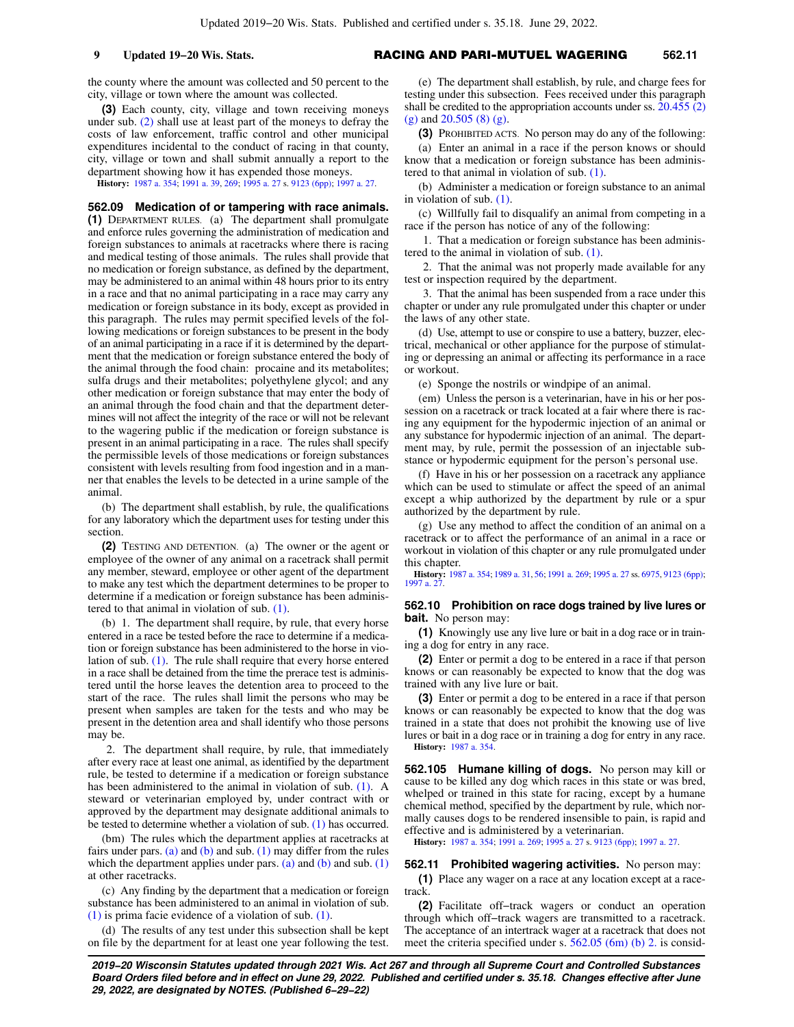the county where the amount was collected and 50 percent to the city, village or town where the amount was collected.

**(3)** Each county, city, village and town receiving moneys under sub. (2) shall use at least part of the moneys to defray the costs of law enforcement, traffic control and other municipal expenditures incidental to the conduct of racing in that county, city, village or town and shall submit annually a report to the department showing how it has expended those moneys.

**History:** 1987 a. 354; 1991 a. 39, 269; 1995 a. 27 s. 9123 (6pp); 1997 a. 27.

### 562.09 Medication of or tampering with race animals.

**(1)** DEPARTMENT RULES. (a) The department shall promulgate and enforce rules governing the administration of medication and foreign substances to animals at racetracks where there is racing and medical testing of those animals. The rules shall provide that no medication or foreign substance, as defined by the department, may be administered to an animal within 48 hours prior to its entry in a race and that no animal participating in a race may carry any medication or foreign substance in its body, except as provided in this paragraph. The rules may permit specified levels of the following medications or foreign substances to be present in the body of an animal participating in a race if it is determined by the department that the medication or foreign substance entered the body of the animal through the food chain: procaine and its metabolites; sulfa drugs and their metabolites; polyethylene glycol; and any other medication or foreign substance that may enter the body of an animal through the food chain and that the department determines will not affect the integrity of the race or will not be relevant to the wagering public if the medication or foreign substance is present in an animal participating in a race. The rules shall specify the permissible levels of those medications or foreign substances consistent with levels resulting from food ingestion and in a manner that enables the levels to be detected in a urine sample of the animal.

(b) The department shall establish, by rule, the qualifications for any laboratory which the department uses for testing under this section.

**(2)** TESTING AND DETENTION. (a) The owner or the agent or employee of the owner of any animal on a racetrack shall permit any member, steward, employee or other agent of the department to make any test which the department determines to be proper to determine if a medication or foreign substance has been administered to that animal in violation of sub. (1).

(b) 1. The department shall require, by rule, that every horse entered in a race be tested before the race to determine if a medication or foreign substance has been administered to the horse in violation of sub. (1). The rule shall require that every horse entered in a race shall be detained from the time the prerace test is administered until the horse leaves the detention area to proceed to the start of the race. The rules shall limit the persons who may be present when samples are taken for the tests and who may be present in the detention area and shall identify who those persons may be.

2. The department shall require, by rule, that immediately after every race at least one animal, as identified by the department rule, be tested to determine if a medication or foreign substance has been administered to the animal in violation of sub. (1). A steward or veterinarian employed by, under contract with or approved by the department may designate additional animals to be tested to determine whether a violation of sub. (1) has occurred.

(bm) The rules which the department applies at racetracks at fairs under pars. (a) and (b) and sub. (1) may differ from the rules which the department applies under pars. (a) and (b) and sub. (1) at other racetracks.

(c) Any finding by the department that a medication or foreign substance has been administered to an animal in violation of sub. (1) is prima facie evidence of a violation of sub. (1).

(d) The results of any test under this subsection shall be kept on file by the department for at least one year following the test.

(e) The department shall establish, by rule, and charge fees for testing under this subsection. Fees received under this paragraph shall be credited to the appropriation accounts under ss. 20.455 (2) (g) and 20.505 (8) (g).

**(3)** PROHIBITED ACTS. No person may do any of the following:

(a) Enter an animal in a race if the person knows or should know that a medication or foreign substance has been administered to that animal in violation of sub. (1).

(b) Administer a medication or foreign substance to an animal in violation of sub. (1).

(c) Willfully fail to disqualify an animal from competing in a race if the person has notice of any of the following:

1. That a medication or foreign substance has been administered to the animal in violation of sub. (1).

2. That the animal was not properly made available for any test or inspection required by the department.

3. That the animal has been suspended from a race under this chapter or under any rule promulgated under this chapter or under the laws of any other state.

(d) Use, attempt to use or conspire to use a battery, buzzer, electrical, mechanical or other appliance for the purpose of stimulating or depressing an animal or affecting its performance in a race or workout.

(e) Sponge the nostrils or windpipe of an animal.

(em) Unless the person is a veterinarian, have in his or her possession on a racetrack or track located at a fair where there is racing any equipment for the hypodermic injection of an animal or any substance for hypodermic injection of an animal. The department may, by rule, permit the possession of an injectable substance or hypodermic equipment for the person's personal use.

(f) Have in his or her possession on a racetrack any appliance which can be used to stimulate or affect the speed of an animal except a whip authorized by the department by rule or a spur authorized by the department by rule.

(g) Use any method to affect the condition of an animal on a racetrack or to affect the performance of an animal in a race or workout in violation of this chapter or any rule promulgated under this chapter.

**History:** 1987 a. 354; 1989 a. 31, 56; 1991 a. 269; 1995 a. 27 ss. 6975, 9123 (6pp); 1997 a. 27.

### 562.10 Prohibition on race dogs trained by live lures or bait.

No person may:

**(1)** Knowingly use any live lure or bait in a dog race or in training a dog for entry in any race.

**(2)** Enter or permit a dog to be entered in a race if that person knows or can reasonably be expected to know that the dog was trained with any live lure or bait.

**(3)** Enter or permit a dog to be entered in a race if that person knows or can reasonably be expected to know that the dog was trained in a state that does not prohibit the knowing use of live lures or bait in a dog race or in training a dog for entry in any race.

**History:** 1987 a. 354.

### 562.105 Humane killing of dogs.

No person may kill or cause to be killed any dog which races in this state or was bred, whelped or trained in this state for racing, except by a humane chemical method, specified by the department by rule, which normally causes dogs to be rendered insensible to pain, is rapid and effective and is administered by a veterinarian.

**History:** 1987 a. 354; 1991 a. 269; 1995 a. 27 s. 9123 (6pp); 1997 a. 27.

### 562.11 Prohibited wagering activities.

No person may:

**(1)** Place any wager on a race at any location except at a racetrack.

**(2)** Facilitate off–track wagers or conduct an operation through which off–track wagers are transmitted to a racetrack. The acceptance of an intertrack wager at a racetrack that does not meet the criteria specified under s. 562.05 (6m) (b) 2. is consid-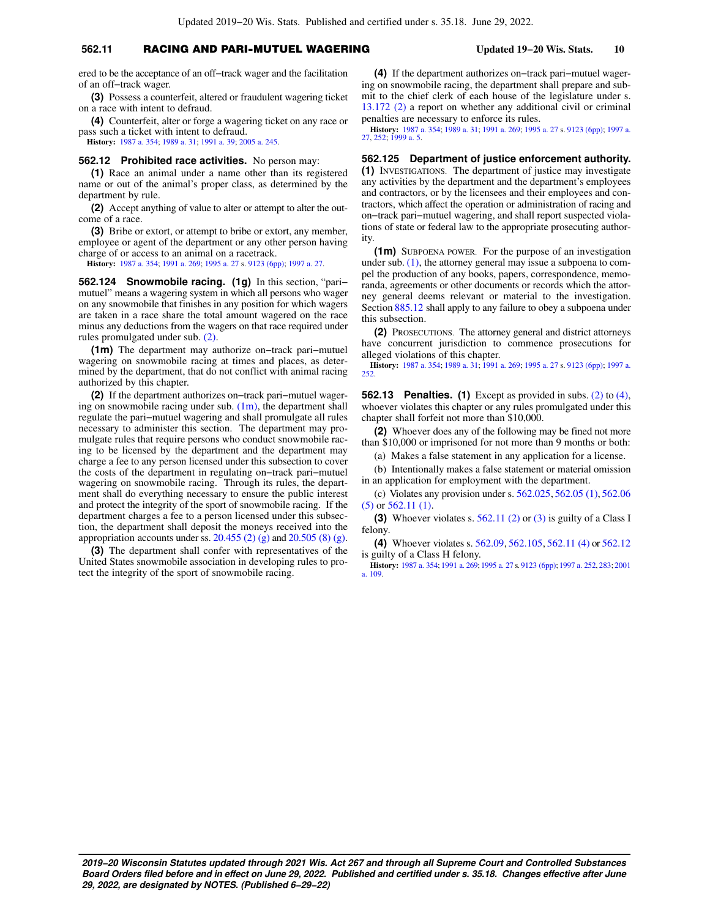ered to be the acceptance of an off-track wager and the facilitation of an off-track wager.

**(3)** Possess a counterfeit, altered or fraudulent wagering ticket on a race with intent to defraud.

**(4)** Counterfeit, alter or forge a wagering ticket on any race or pass such a ticket with intent to defraud.

**History:** 1987 a. 354; 1989 a. 31; 1991 a. 39; 2005 a. 245.

**562.12 Prohibited race activities.** No person may:

**(1)** Race an animal under a name other than its registered name or out of the animal's proper class, as determined by the department by rule.

**(2)** Accept anything of value to alter or attempt to alter the outcome of a race.

**(3)** Bribe or extort, or attempt to bribe or extort, any member, employee or agent of the department or any other person having charge of or access to an animal on a racetrack.

**History:** 1987 a. 354; 1991 a. 269; 1995 a. 27 s. 9123 (6pp); 1997 a. 27.

**562.124 Snowmobile racing. (1g)** In this section, "pari-mutuel" means a wagering system in which all persons who wager on any snowmobile that finishes in any position for which wagers are taken in a race share the total amount wagered on the race minus any deductions from the wagers on that race required under rules promulgated under sub. (2).

**(1m)** The department may authorize on-track pari-mutuel wagering on snowmobile racing at times and places, as determined by the department, that do not conflict with animal racing authorized by this chapter.

**(2)** If the department authorizes on-track pari-mutuel wagering on snowmobile racing under sub. (1m), the department shall regulate the pari-mutuel wagering and shall promulgate all rules necessary to administer this section. The department may promulgate rules that require persons who conduct snowmobile racing to be licensed by the department and the department may charge a fee to any person licensed under this subsection to cover the costs of the department in regulating on-track pari-mutuel wagering on snowmobile racing. Through its rules, the department shall do everything necessary to ensure the public interest and protect the integrity of the sport of snowmobile racing. If the department charges a fee to a person licensed under this subsection, the department shall deposit the moneys received into the appropriation accounts under ss. 20.455 (2) (g) and 20.505 (8) (g).

**(3)** The department shall confer with representatives of the United States snowmobile association in developing rules to protect the integrity of the sport of snowmobile racing.

**(4)** If the department authorizes on-track pari-mutuel wagering on snowmobile racing, the department shall prepare and submit to the chief clerk of each house of the legislature under s. 13.172 (2) a report on whether any additional civil or criminal penalties are necessary to enforce its rules.

**History:** 1987 a. 354; 1989 a. 31; 1991 a. 269; 1995 a. 27 s. 9123 (6pp); 1997 a. 27, 252; 1999 a. 5.

**562.125 Department of justice enforcement authority.**
**(1)** INVESTIGATIONS. The department of justice may investigate any activities by the department and the department's employees and contractors, or by the licensees and their employees and contractors, which affect the operation or administration of racing and on-track pari-mutuel wagering, and shall report suspected violations of state or federal law to the appropriate prosecuting authority.

**(1m)** SUBPOENA POWER. For the purpose of an investigation under sub. (1), the attorney general may issue a subpoena to compel the production of any books, papers, correspondence, memoranda, agreements or other documents or records which the attorney general deems relevant or material to the investigation. Section 885.12 shall apply to any failure to obey a subpoena under this subsection.

**(2)** PROSECUTIONS. The attorney general and district attorneys have concurrent jurisdiction to commence prosecutions for alleged violations of this chapter.

**History:** 1987 a. 354; 1989 a. 31; 1991 a. 269; 1995 a. 27 s. 9123 (6pp); 1997 a. 252.

**562.13 Penalties. (1)** Except as provided in subs. (2) to (4), whoever violates this chapter or any rules promulgated under this chapter shall forfeit not more than $10,000.

**(2)** Whoever does any of the following may be fined not more than $10,000 or imprisoned for not more than 9 months or both:

(a) Makes a false statement in any application for a license.

(b) Intentionally makes a false statement or material omission in an application for employment with the department.

(c) Violates any provision under s. 562.025, 562.05 (1), 562.06 (5) or 562.11 (1).

**(3)** Whoever violates s. 562.11 (2) or (3) is guilty of a Class I felony.

**(4)** Whoever violates s. 562.09, 562.105, 562.11 (4) or 562.12 is guilty of a Class H felony.

**History:** 1987 a. 354; 1991 a. 269; 1995 a. 27 s. 9123 (6pp); 1997 a. 252, 283; 2001 a. 109.